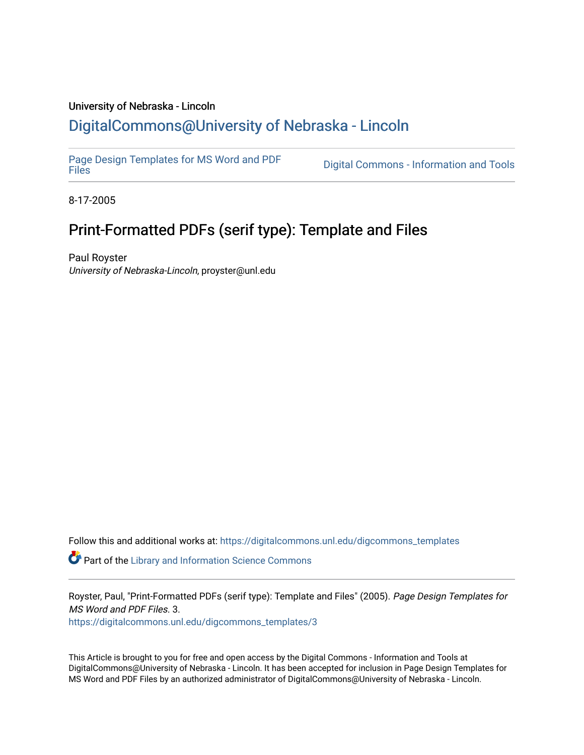University of Nebraska - Lincoln

## DigitalCommons@University of Nebraska - Lincoln

Page Design Templates for MS Word and PDF Files

Digital Commons - Information and Tools

8-17-2005

# Print-Formatted PDFs (serif type): Template and Files

Paul Royster
*University of Nebraska-Lincoln*, proyster@unl.edu

Follow this and additional works at: https://digitalcommons.unl.edu/digcommons_templates

Part of the Library and Information Science Commons

Royster, Paul, "Print-Formatted PDFs (serif type): Template and Files" (2005). *Page Design Templates for MS Word and PDF Files*. 3.
https://digitalcommons.unl.edu/digcommons_templates/3

This Article is brought to you for free and open access by the Digital Commons - Information and Tools at DigitalCommons@University of Nebraska - Lincoln. It has been accepted for inclusion in Page Design Templates for MS Word and PDF Files by an authorized administrator of DigitalCommons@University of Nebraska - Lincoln.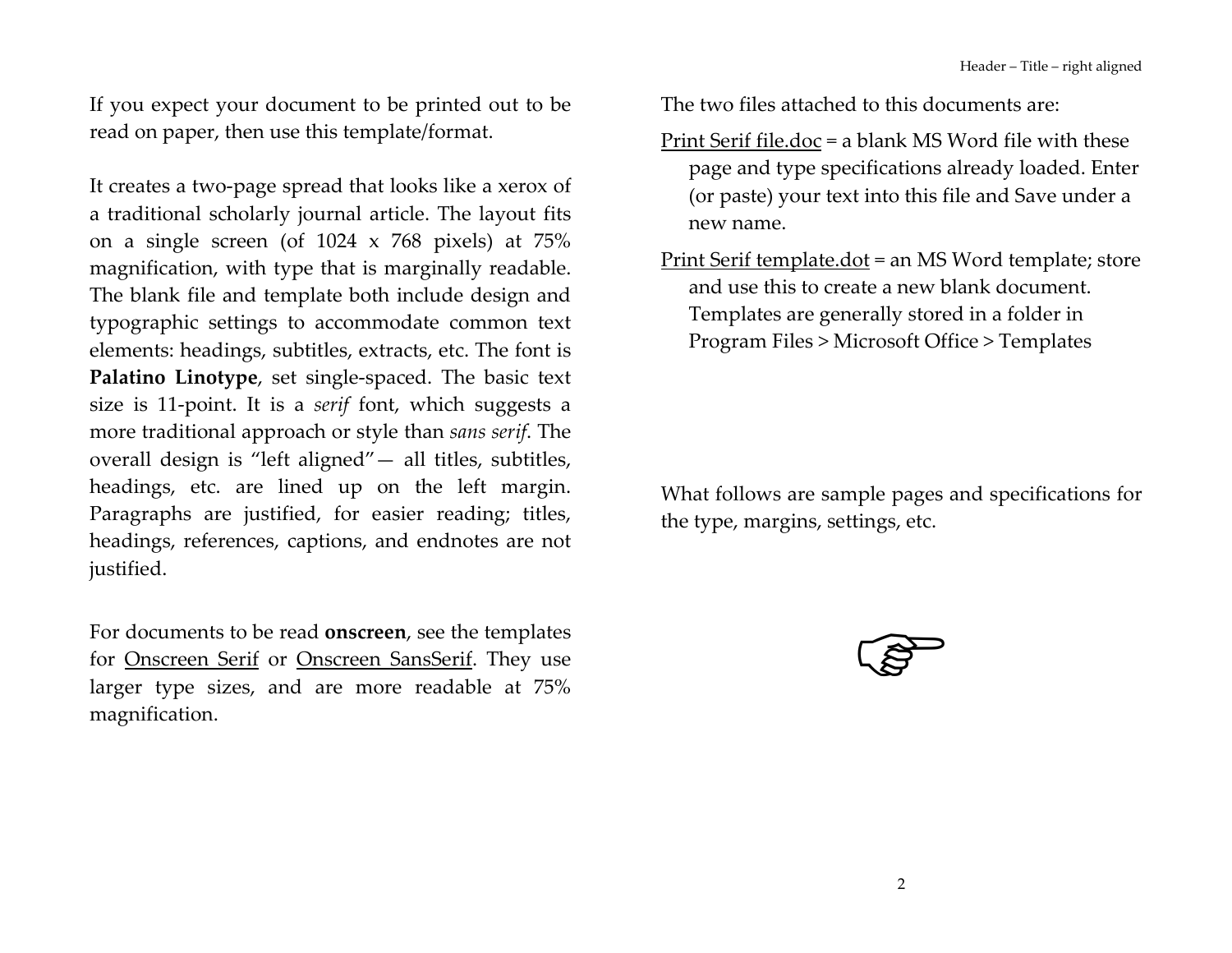If you expect your document to be printed out to be read on paper, then use this template/format.

It creates a two-page spread that looks like a xerox of a traditional scholarly journal article. The layout fits on a single screen (of 1024 x 768 pixels) at 75% magnification, with type that is marginally readable. The blank file and template both include design and typographic settings to accommodate common text elements: headings, subtitles, extracts, etc. The font is **Palatino Linotype**, set single-spaced. The basic text size is 11-point. It is a *serif* font, which suggests a more traditional approach or style than *sans serif*. The overall design is "left aligned"— all titles, subtitles, headings, etc. are lined up on the left margin. Paragraphs are justified, for easier reading; titles, headings, references, captions, and endnotes are not justified.

For documents to be read **onscreen**, see the templates for Onscreen Serif or Onscreen SansSerif. They use larger type sizes, and are more readable at 75% magnification.

The two files attached to this documents are:

Print Serif file.doc = a blank MS Word file with these page and type specifications already loaded. Enter (or paste) your text into this file and Save under a new name.

Print Serif template.dot = an MS Word template; store and use this to create a new blank document. Templates are generally stored in a folder in Program Files > Microsoft Office > Templates

What follows are sample pages and specifications for the type, margins, settings, etc.

☞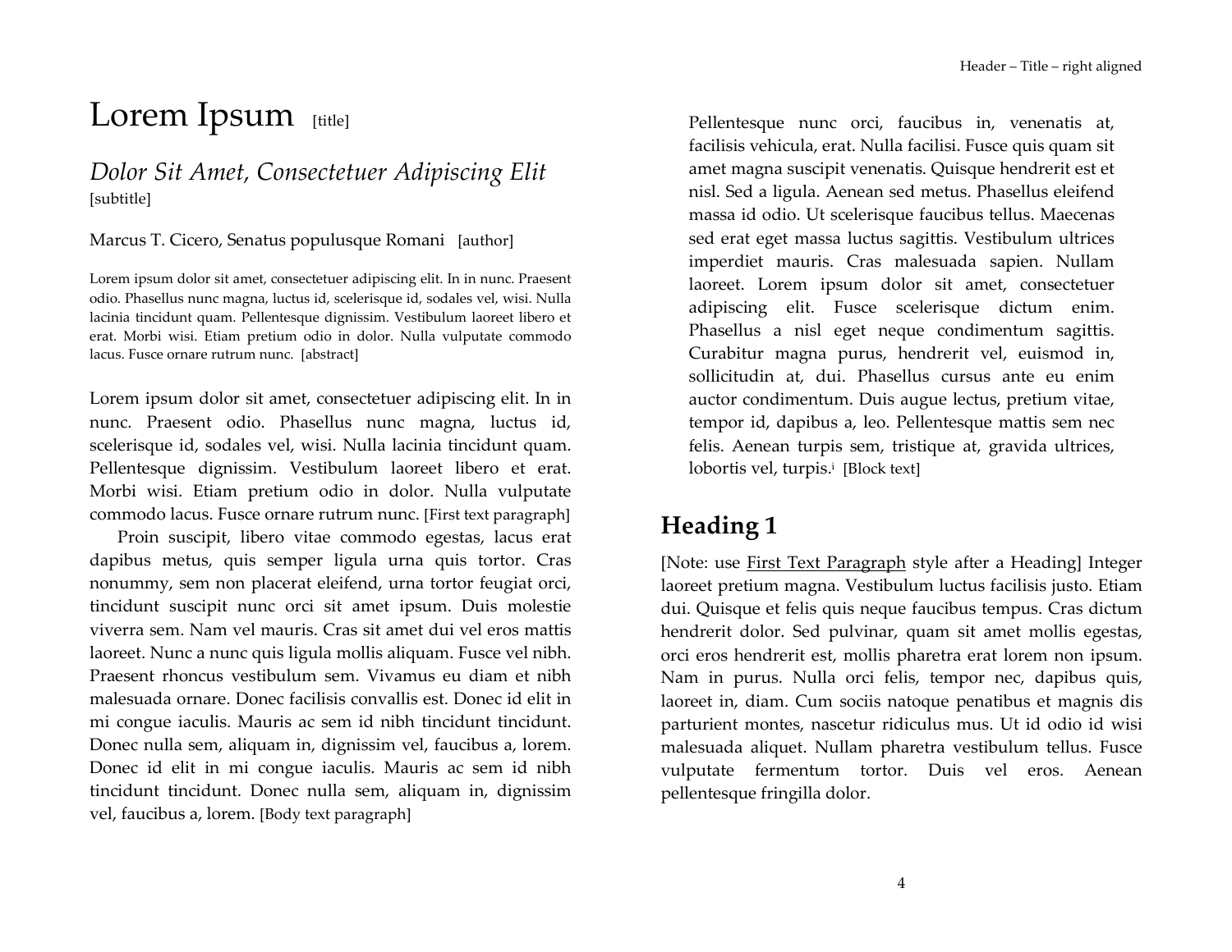# Lorem Ipsum [title]

## *Dolor Sit Amet, Consectetuer Adipiscing Elit* [subtitle]

Marcus T. Cicero, Senatus populusque Romani [author]

Lorem ipsum dolor sit amet, consectetuer adipiscing elit. In in nunc. Praesent odio. Phasellus nunc magna, luctus id, scelerisque id, sodales vel, wisi. Nulla lacinia tincidunt quam. Pellentesque dignissim. Vestibulum laoreet libero et erat. Morbi wisi. Etiam pretium odio in dolor. Nulla vulputate commodo lacus. Fusce ornare rutrum nunc. [abstract]

Lorem ipsum dolor sit amet, consectetuer adipiscing elit. In in nunc. Praesent odio. Phasellus nunc magna, luctus id, scelerisque id, sodales vel, wisi. Nulla lacinia tincidunt quam. Pellentesque dignissim. Vestibulum laoreet libero et erat. Morbi wisi. Etiam pretium odio in dolor. Nulla vulputate commodo lacus. Fusce ornare rutrum nunc. [First text paragraph]

Proin suscipit, libero vitae commodo egestas, lacus erat dapibus metus, quis semper ligula urna quis tortor. Cras nonummy, sem non placerat eleifend, urna tortor feugiat orci, tincidunt suscipit nunc orci sit amet ipsum. Duis molestie viverra sem. Nam vel mauris. Cras sit amet dui vel eros mattis laoreet. Nunc a nunc quis ligula mollis aliquam. Fusce vel nibh. Praesent rhoncus vestibulum sem. Vivamus eu diam et nibh malesuada ornare. Donec facilisis convallis est. Donec id elit in mi congue iaculis. Mauris ac sem id nibh tincidunt tincidunt. Donec nulla sem, aliquam in, dignissim vel, faucibus a, lorem. Donec id elit in mi congue iaculis. Mauris ac sem id nibh tincidunt tincidunt. Donec nulla sem, aliquam in, dignissim vel, faucibus a, lorem. [Body text paragraph]

> Pellentesque nunc orci, faucibus in, venenatis at, facilisis vehicula, erat. Nulla facilisi. Fusce quis quam sit amet magna suscipit venenatis. Quisque hendrerit est et nisl. Sed a ligula. Aenean sed metus. Phasellus eleifend massa id odio. Ut scelerisque faucibus tellus. Maecenas sed erat eget massa luctus sagittis. Vestibulum ultrices imperdiet mauris. Cras malesuada sapien. Nullam laoreet. Lorem ipsum dolor sit amet, consectetuer adipiscing elit. Fusce scelerisque dictum enim. Phasellus a nisl eget neque condimentum sagittis. Curabitur magna purus, hendrerit vel, euismod in, sollicitudin at, dui. Phasellus cursus ante eu enim auctor condimentum. Duis augue lectus, pretium vitae, tempor id, dapibus a, leo. Pellentesque mattis sem nec felis. Aenean turpis sem, tristique at, gravida ultrices, lobortis vel, turpis.[i] [Block text]

# Heading 1

[Note: use First Text Paragraph style after a Heading] Integer laoreet pretium magna. Vestibulum luctus facilisis justo. Etiam dui. Quisque et felis quis neque faucibus tempus. Cras dictum hendrerit dolor. Sed pulvinar, quam sit amet mollis egestas, orci eros hendrerit est, mollis pharetra erat lorem non ipsum. Nam in purus. Nulla orci felis, tempor nec, dapibus quis, laoreet in, diam. Cum sociis natoque penatibus et magnis dis parturient montes, nascetur ridiculus mus. Ut id odio id wisi malesuada aliquet. Nullam pharetra vestibulum tellus. Fusce vulputate fermentum tortor. Duis vel eros. Aenean pellentesque fringilla dolor.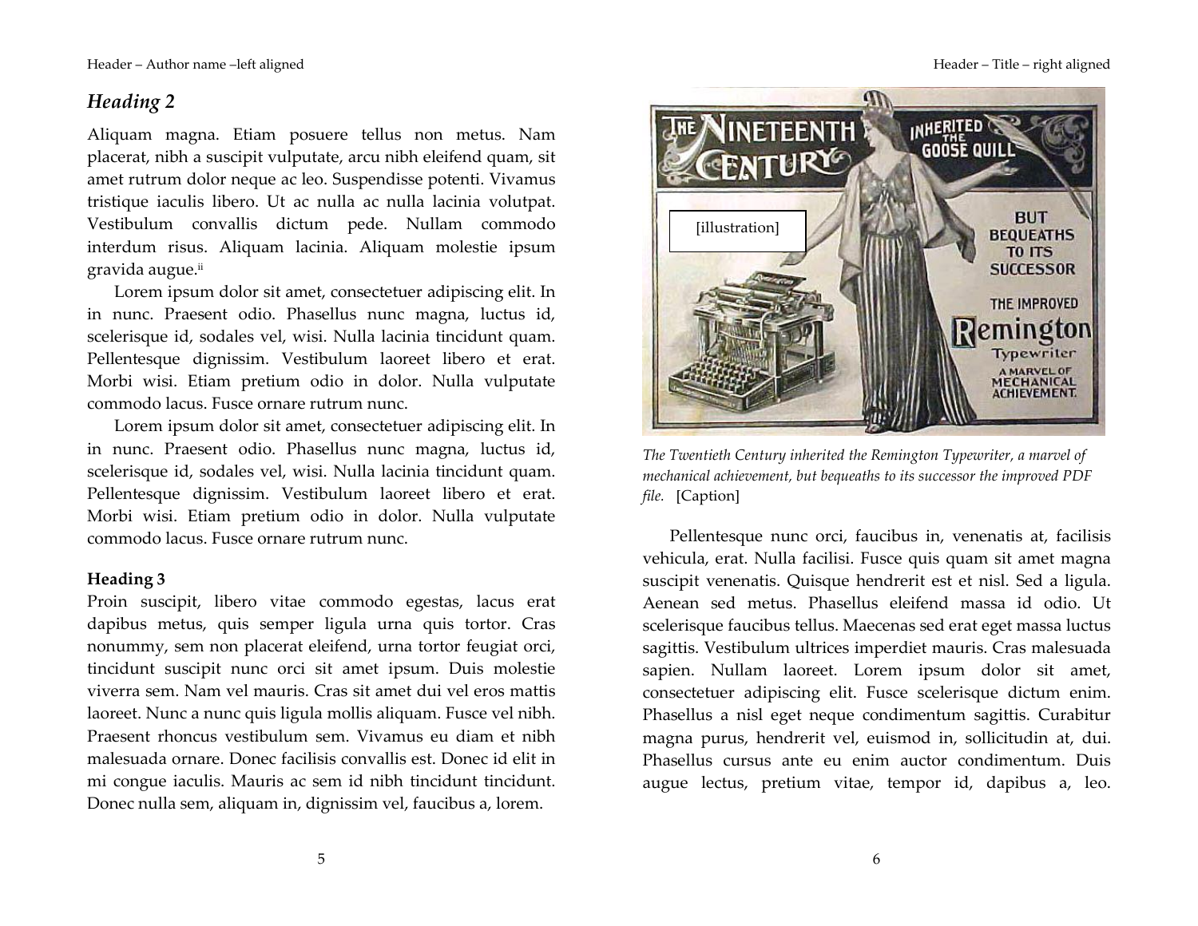## *Heading 2*

Aliquam magna. Etiam posuere tellus non metus. Nam placerat, nibh a suscipit vulputate, arcu nibh eleifend quam, sit amet rutrum dolor neque ac leo. Suspendisse potenti. Vivamus tristique iaculis libero. Ut ac nulla ac nulla lacinia volutpat. Vestibulum convallis dictum pede. Nullam commodo interdum risus. Aliquam lacinia. Aliquam molestie ipsum gravida augue.[ii]

Lorem ipsum dolor sit amet, consectetuer adipiscing elit. In in nunc. Praesent odio. Phasellus nunc magna, luctus id, scelerisque id, sodales vel, wisi. Nulla lacinia tincidunt quam. Pellentesque dignissim. Vestibulum laoreet libero et erat. Morbi wisi. Etiam pretium odio in dolor. Nulla vulputate commodo lacus. Fusce ornare rutrum nunc.

Lorem ipsum dolor sit amet, consectetuer adipiscing elit. In in nunc. Praesent odio. Phasellus nunc magna, luctus id, scelerisque id, sodales vel, wisi. Nulla lacinia tincidunt quam. Pellentesque dignissim. Vestibulum laoreet libero et erat. Morbi wisi. Etiam pretium odio in dolor. Nulla vulputate commodo lacus. Fusce ornare rutrum nunc.

### Heading 3

Proin suscipit, libero vitae commodo egestas, lacus erat dapibus metus, quis semper ligula urna quis tortor. Cras nonummy, sem non placerat eleifend, urna tortor feugiat orci, tincidunt suscipit nunc orci sit amet ipsum. Duis molestie viverra sem. Nam vel mauris. Cras sit amet dui vel eros mattis laoreet. Nunc a nunc quis ligula mollis aliquam. Fusce vel nibh. Praesent rhoncus vestibulum sem. Vivamus eu diam et nibh malesuada ornare. Donec facilisis convallis est. Donec id elit in mi congue iaculis. Mauris ac sem id nibh tincidunt tincidunt. Donec nulla sem, aliquam in, dignissim vel, faucibus a, lorem.

*The Twentieth Century inherited the Remington Typewriter, a marvel of mechanical achievement, but bequeaths to its successor the improved PDF file.* [Caption]

Pellentesque nunc orci, faucibus in, venenatis at, facilisis vehicula, erat. Nulla facilisi. Fusce quis quam sit amet magna suscipit venenatis. Quisque hendrerit est et nisl. Sed a ligula. Aenean sed metus. Phasellus eleifend massa id odio. Ut scelerisque faucibus tellus. Maecenas sed erat eget massa luctus sagittis. Vestibulum ultrices imperdiet mauris. Cras malesuada sapien. Nullam laoreet. Lorem ipsum dolor sit amet, consectetuer adipiscing elit. Fusce scelerisque dictum enim. Phasellus a nisl eget neque condimentum sagittis. Curabitur magna purus, hendrerit vel, euismod in, sollicitudin at, dui. Phasellus cursus ante eu enim auctor condimentum. Duis augue lectus, pretium vitae, tempor id, dapibus a, leo.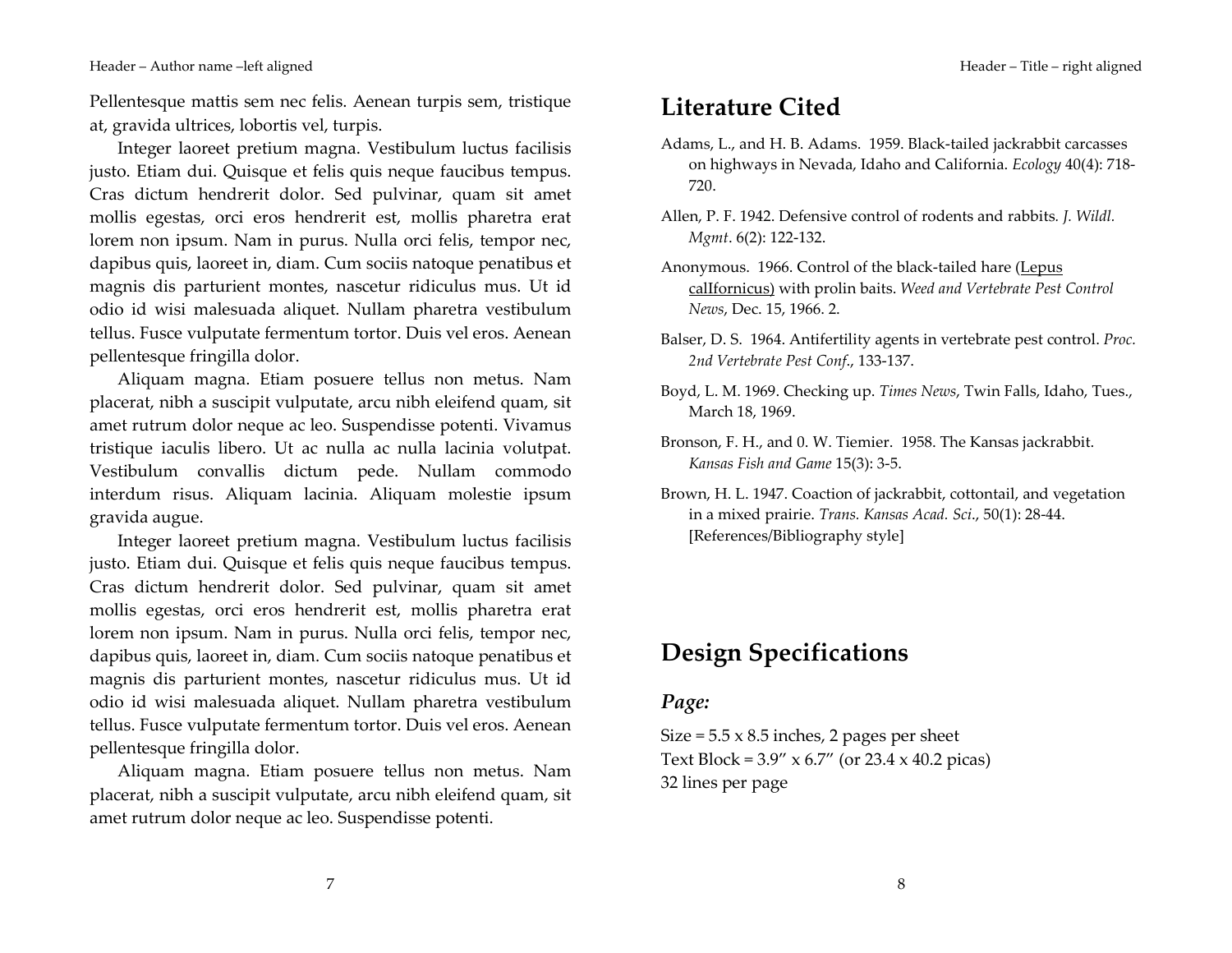Pellentesque mattis sem nec felis. Aenean turpis sem, tristique at, gravida ultrices, lobortis vel, turpis.

Integer laoreet pretium magna. Vestibulum luctus facilisis justo. Etiam dui. Quisque et felis quis neque faucibus tempus. Cras dictum hendrerit dolor. Sed pulvinar, quam sit amet mollis egestas, orci eros hendrerit est, mollis pharetra erat lorem non ipsum. Nam in purus. Nulla orci felis, tempor nec, dapibus quis, laoreet in, diam. Cum sociis natoque penatibus et magnis dis parturient montes, nascetur ridiculus mus. Ut id odio id wisi malesuada aliquet. Nullam pharetra vestibulum tellus. Fusce vulputate fermentum tortor. Duis vel eros. Aenean pellentesque fringilla dolor.

Aliquam magna. Etiam posuere tellus non metus. Nam placerat, nibh a suscipit vulputate, arcu nibh eleifend quam, sit amet rutrum dolor neque ac leo. Suspendisse potenti. Vivamus tristique iaculis libero. Ut ac nulla ac nulla lacinia volutpat. Vestibulum convallis dictum pede. Nullam commodo interdum risus. Aliquam lacinia. Aliquam molestie ipsum gravida augue.

Integer laoreet pretium magna. Vestibulum luctus facilisis justo. Etiam dui. Quisque et felis quis neque faucibus tempus. Cras dictum hendrerit dolor. Sed pulvinar, quam sit amet mollis egestas, orci eros hendrerit est, mollis pharetra erat lorem non ipsum. Nam in purus. Nulla orci felis, tempor nec, dapibus quis, laoreet in, diam. Cum sociis natoque penatibus et magnis dis parturient montes, nascetur ridiculus mus. Ut id odio id wisi malesuada aliquet. Nullam pharetra vestibulum tellus. Fusce vulputate fermentum tortor. Duis vel eros. Aenean pellentesque fringilla dolor.

Aliquam magna. Etiam posuere tellus non metus. Nam placerat, nibh a suscipit vulputate, arcu nibh eleifend quam, sit amet rutrum dolor neque ac leo. Suspendisse potenti.

# Literature Cited

Adams, L., and H. B. Adams. 1959. Black-tailed jackrabbit carcasses on highways in Nevada, Idaho and California. *Ecology* 40(4): 718-720.

Allen, P. F. 1942. Defensive control of rodents and rabbits. *J. Wildl. Mgmt*. 6(2): 122-132.

Anonymous. 1966. Control of the black-tailed hare (<u>Lepus calIfornicus)</u> with prolin baits. *Weed and Vertebrate Pest Control News*, Dec. 15, 1966. 2.

Balser, D. S. 1964. Antifertility agents in vertebrate pest control. *Proc. 2nd Vertebrate Pest Conf.*, 133-137.

Boyd, L. M. 1969. Checking up. *Times News*, Twin Falls, Idaho, Tues., March 18, 1969.

Bronson, F. H., and 0. W. Tiemier. 1958. The Kansas jackrabbit. *Kansas Fish and Game* 15(3): 3-5.

Brown, H. L. 1947. Coaction of jackrabbit, cottontail, and vegetation in a mixed prairie. *Trans. Kansas Acad. Sci*., 50(1): 28-44. [References/Bibliography style]

# Design Specifications

## *Page:*

Size = 5.5 x 8.5 inches, 2 pages per sheet
Text Block = 3.9" x 6.7" (or 23.4 x 40.2 picas)
32 lines per page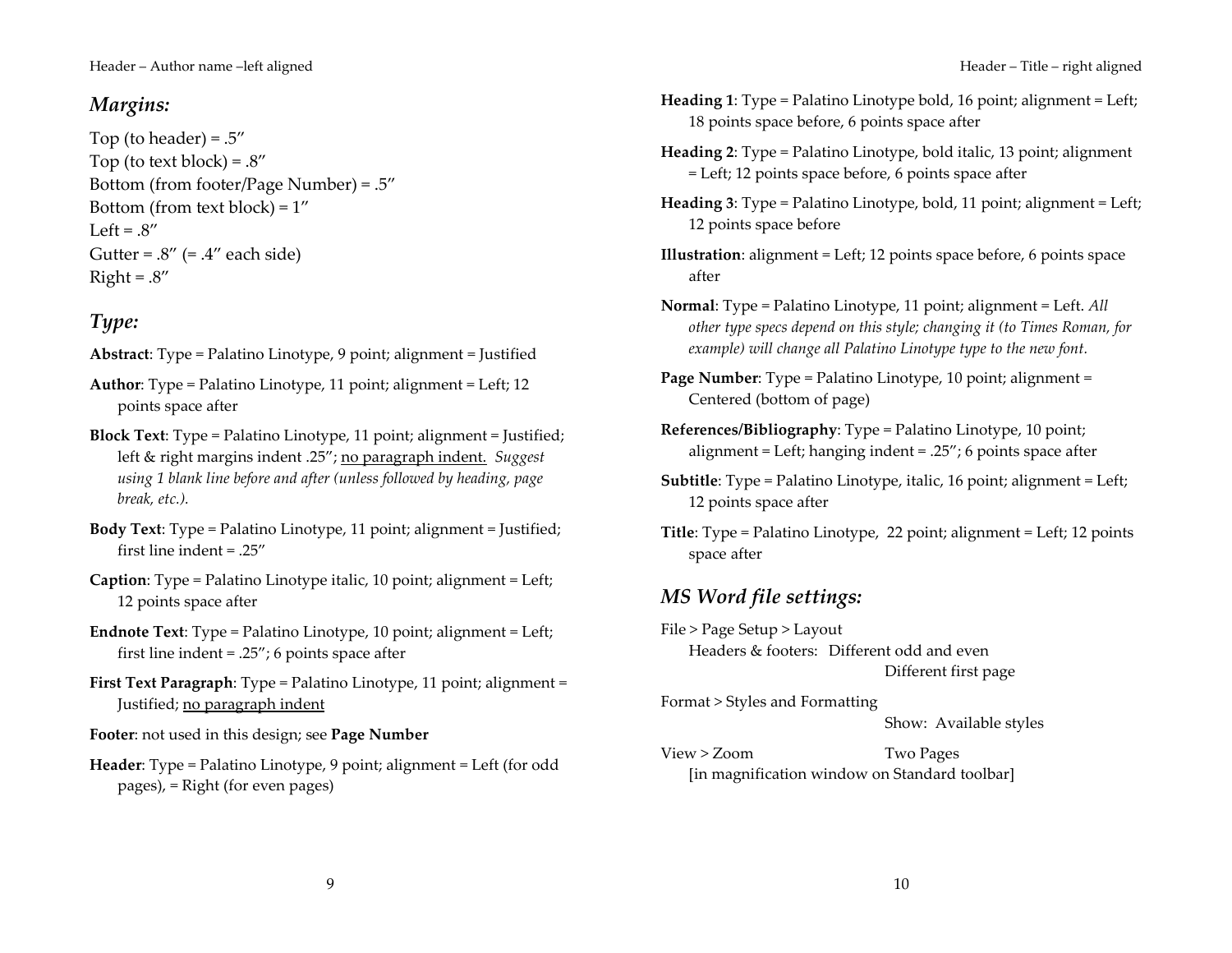## *Margins:*

Top (to header) = .5″
Top (to text block) = .8″
Bottom (from footer/Page Number) = .5″
Bottom (from text block) = 1″
Left = .8″
Gutter = .8″ (= .4″ each side)
Right = .8″

## *Type:*

**Abstract**: Type = Palatino Linotype, 9 point; alignment = Justified

**Author**: Type = Palatino Linotype, 11 point; alignment = Left; 12 points space after

**Block Text**: Type = Palatino Linotype, 11 point; alignment = Justified; left & right margins indent .25″; <u>no paragraph indent.</u> *Suggest using 1 blank line before and after (unless followed by heading, page break, etc.).*

**Body Text**: Type = Palatino Linotype, 11 point; alignment = Justified; first line indent = .25″

**Caption**: Type = Palatino Linotype italic, 10 point; alignment = Left; 12 points space after

**Endnote Text**: Type = Palatino Linotype, 10 point; alignment = Left; first line indent = .25″; 6 points space after

**First Text Paragraph**: Type = Palatino Linotype, 11 point; alignment = Justified; <u>no paragraph indent</u>

**Footer**: not used in this design; see **Page Number**

**Header**: Type = Palatino Linotype, 9 point; alignment = Left (for odd pages), = Right (for even pages)

**Heading 1**: Type = Palatino Linotype bold, 16 point; alignment = Left; 18 points space before, 6 points space after

**Heading 2**: Type = Palatino Linotype, bold italic, 13 point; alignment = Left; 12 points space before, 6 points space after

**Heading 3**: Type = Palatino Linotype, bold, 11 point; alignment = Left; 12 points space before

**Illustration**: alignment = Left; 12 points space before, 6 points space after

**Normal**: Type = Palatino Linotype, 11 point; alignment = Left. *All other type specs depend on this style; changing it (to Times Roman, for example) will change all Palatino Linotype type to the new font.*

**Page Number**: Type = Palatino Linotype, 10 point; alignment = Centered (bottom of page)

**References/Bibliography**: Type = Palatino Linotype, 10 point; alignment = Left; hanging indent = .25″; 6 points space after

**Subtitle**: Type = Palatino Linotype, italic, 16 point; alignment = Left; 12 points space after

**Title**: Type = Palatino Linotype, 22 point; alignment = Left; 12 points space after

## *MS Word file settings:*

File > Page Setup > Layout
    Headers & footers: Different odd and even
                                    Different first page

Format > Styles and Formatting
                                    Show: Available styles

View > Zoom                   Two Pages
    [in magnification window on Standard toolbar]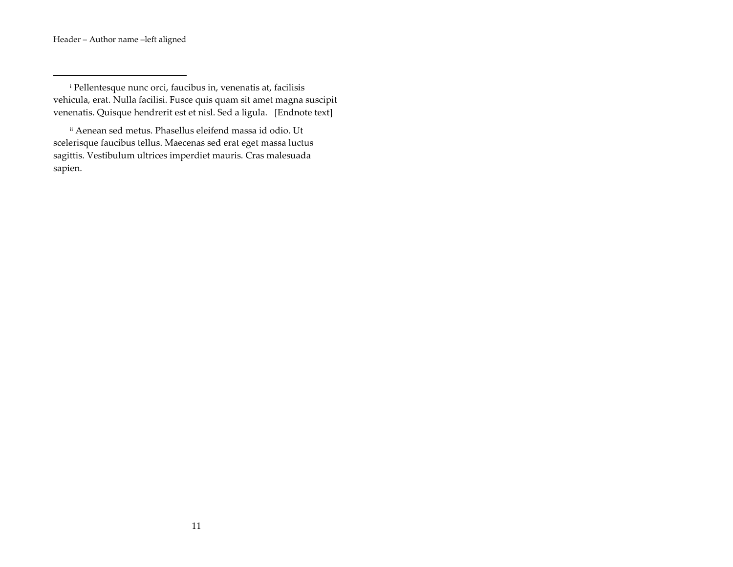---

[i] Pellentesque nunc orci, faucibus in, venenatis at, facilisis vehicula, erat. Nulla facilisi. Fusce quis quam sit amet magna suscipit venenatis. Quisque hendrerit est et nisl. Sed a ligula. [Endnote text]

[ii] Aenean sed metus. Phasellus eleifend massa id odio. Ut scelerisque faucibus tellus. Maecenas sed erat eget massa luctus sagittis. Vestibulum ultrices imperdiet mauris. Cras malesuada sapien.